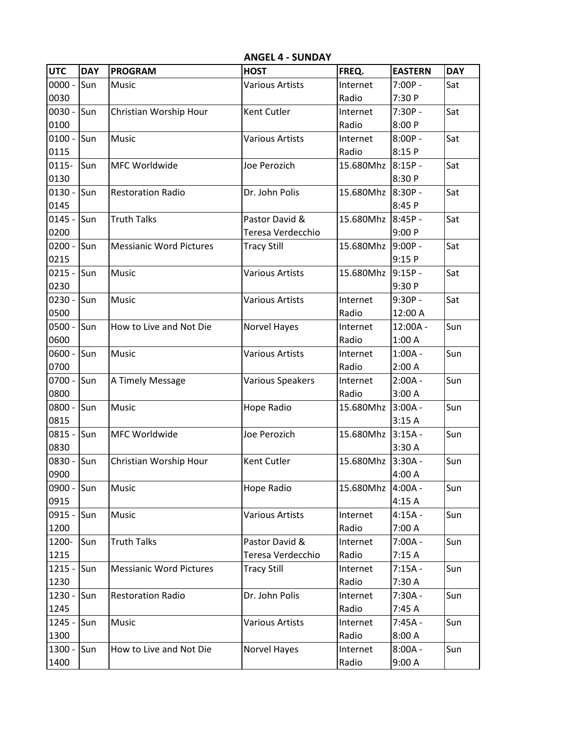**ANGEL 4 - SUNDAY**

| UTC | DAY | PROGRAM | HOST | FREQ. | EASTERN | DAY |
|---|---|---|---|---|---|---|
| 0000 - 0030 | Sun | Music | Various Artists | Internet Radio | 7:00P - 7:30 P | Sat |
| 0030 - 0100 | Sun | Christian Worship Hour | Kent Cutler | Internet Radio | 7:30P - 8:00 P | Sat |
| 0100 - 0115 | Sun | Music | Various Artists | Internet Radio | 8:00P - 8:15 P | Sat |
| 0115- 0130 | Sun | MFC Worldwide | Joe Perozich | 15.680Mhz | 8:15P - 8:30 P | Sat |
| 0130 - 0145 | Sun | Restoration Radio | Dr. John Polis | 15.680Mhz | 8:30P - 8:45 P | Sat |
| 0145 - 0200 | Sun | Truth Talks | Pastor David & Teresa Verdecchio | 15.680Mhz | 8:45P - 9:00 P | Sat |
| 0200 - 0215 | Sun | Messianic Word Pictures | Tracy Still | 15.680Mhz | 9:00P - 9:15 P | Sat |
| 0215 - 0230 | Sun | Music | Various Artists | 15.680Mhz | 9:15P - 9:30 P | Sat |
| 0230 - 0500 | Sun | Music | Various Artists | Internet Radio | 9:30P - 12:00 A | Sat |
| 0500 - 0600 | Sun | How to Live and Not Die | Norvel Hayes | Internet Radio | 12:00A - 1:00 A | Sun |
| 0600 - 0700 | Sun | Music | Various Artists | Internet Radio | 1:00A - 2:00 A | Sun |
| 0700 - 0800 | Sun | A Timely Message | Various Speakers | Internet Radio | 2:00A - 3:00 A | Sun |
| 0800 - 0815 | Sun | Music | Hope Radio | 15.680Mhz | 3:00A - 3:15 A | Sun |
| 0815 - 0830 | Sun | MFC Worldwide | Joe Perozich | 15.680Mhz | 3:15A - 3:30 A | Sun |
| 0830 - 0900 | Sun | Christian Worship Hour | Kent Cutler | 15.680Mhz | 3:30A - 4:00 A | Sun |
| 0900 - 0915 | Sun | Music | Hope Radio | 15.680Mhz | 4:00A - 4:15 A | Sun |
| 0915 - 1200 | Sun | Music | Various Artists | Internet Radio | 4:15A - 7:00 A | Sun |
| 1200- 1215 | Sun | Truth Talks | Pastor David & Teresa Verdecchio | Internet Radio | 7:00A - 7:15 A | Sun |
| 1215 - 1230 | Sun | Messianic Word Pictures | Tracy Still | Internet Radio | 7:15A - 7:30 A | Sun |
| 1230 - 1245 | Sun | Restoration Radio | Dr. John Polis | Internet Radio | 7:30A - 7:45 A | Sun |
| 1245 - 1300 | Sun | Music | Various Artists | Internet Radio | 7:45A - 8:00 A | Sun |
| 1300 - 1400 | Sun | How to Live and Not Die | Norvel Hayes | Internet Radio | 8:00A - 9:00 A | Sun |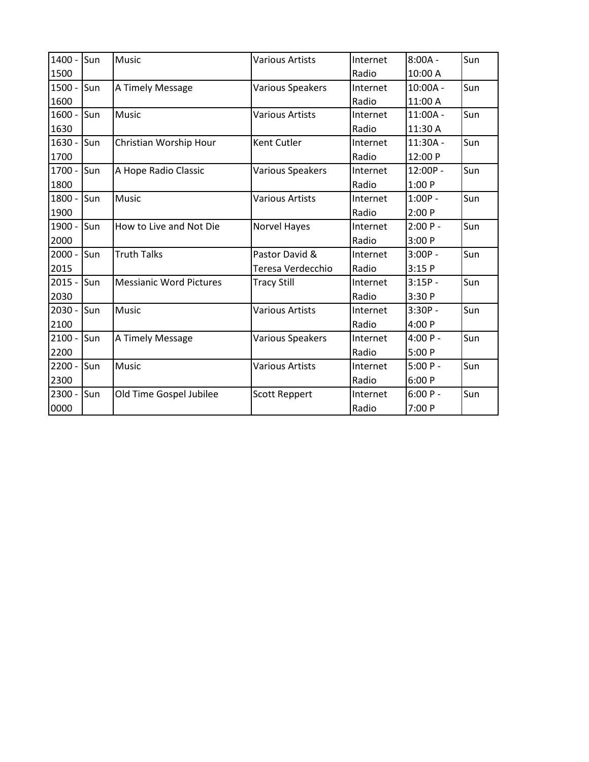| | | | | | | |
|---|---|---|---|---|---|---|
| 1400 - 1500 | Sun | Music | Various Artists | Internet Radio | 8:00A - 10:00 A | Sun |
| 1500 - 1600 | Sun | A Timely Message | Various Speakers | Internet Radio | 10:00A - 11:00 A | Sun |
| 1600 - 1630 | Sun | Music | Various Artists | Internet Radio | 11:00A - 11:30 A | Sun |
| 1630 - 1700 | Sun | Christian Worship Hour | Kent Cutler | Internet Radio | 11:30A - 12:00 P | Sun |
| 1700 - 1800 | Sun | A Hope Radio Classic | Various Speakers | Internet Radio | 12:00P - 1:00 P | Sun |
| 1800 - 1900 | Sun | Music | Various Artists | Internet Radio | 1:00P - 2:00 P | Sun |
| 1900 - 2000 | Sun | How to Live and Not Die | Norvel Hayes | Internet Radio | 2:00 P - 3:00 P | Sun |
| 2000 - 2015 | Sun | Truth Talks | Pastor David & Teresa Verdecchio | Internet Radio | 3:00P - 3:15 P | Sun |
| 2015 - 2030 | Sun | Messianic Word Pictures | Tracy Still | Internet Radio | 3:15P - 3:30 P | Sun |
| 2030 - 2100 | Sun | Music | Various Artists | Internet Radio | 3:30P - 4:00 P | Sun |
| 2100 - 2200 | Sun | A Timely Message | Various Speakers | Internet Radio | 4:00 P - 5:00 P | Sun |
| 2200 - 2300 | Sun | Music | Various Artists | Internet Radio | 5:00 P - 6:00 P | Sun |
| 2300 - 0000 | Sun | Old Time Gospel Jubilee | Scott Reppert | Internet Radio | 6:00 P - 7:00 P | Sun |